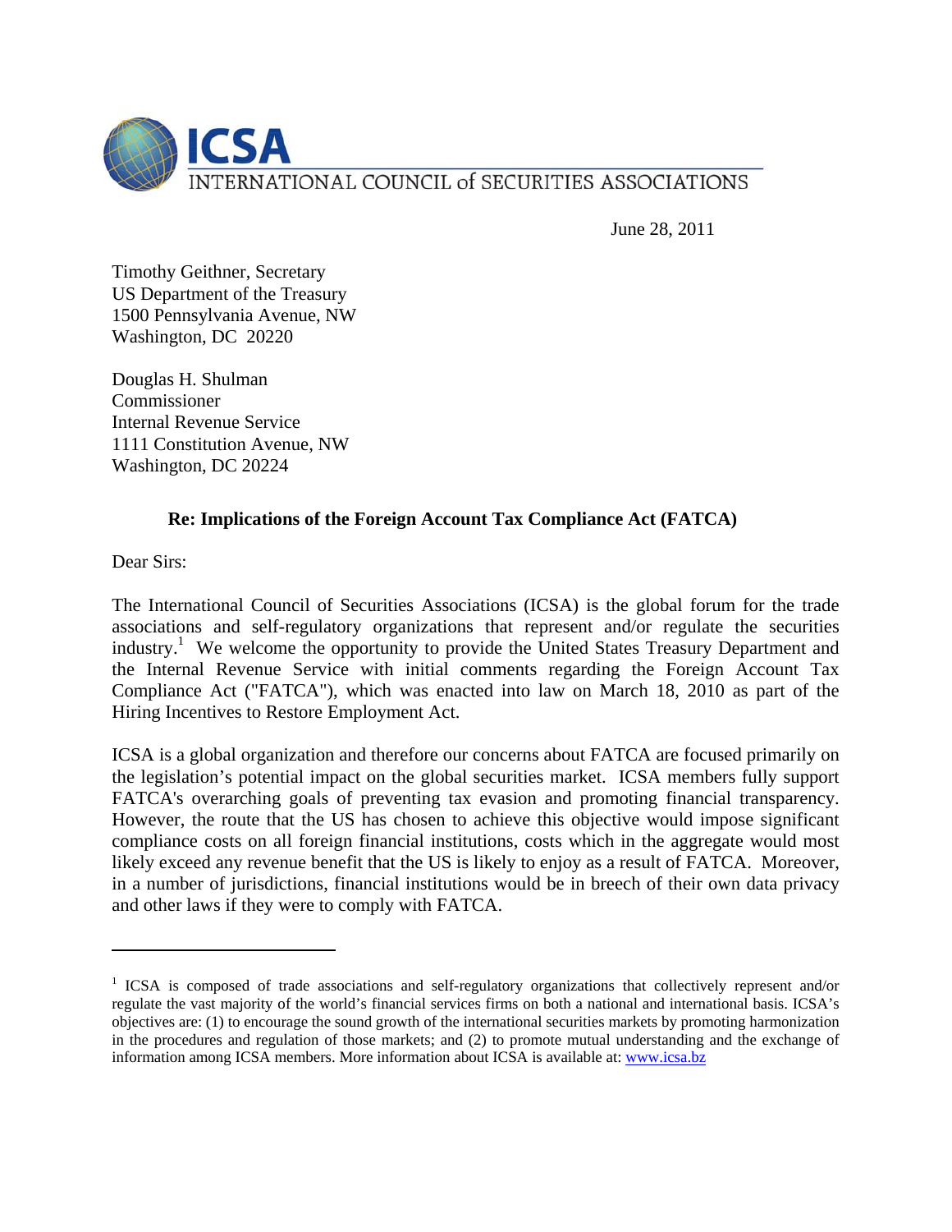# ICSA

INTERNATIONAL COUNCIL of SECURITIES ASSOCIATIONS

June 28, 2011

Timothy Geithner, Secretary
US Department of the Treasury
1500 Pennsylvania Avenue, NW
Washington, DC 20220

Douglas H. Shulman
Commissioner
Internal Revenue Service
1111 Constitution Avenue, NW
Washington, DC 20224

**Re: Implications of the Foreign Account Tax Compliance Act (FATCA)**

Dear Sirs:

The International Council of Securities Associations (ICSA) is the global forum for the trade associations and self-regulatory organizations that represent and/or regulate the securities industry.[1] We welcome the opportunity to provide the United States Treasury Department and the Internal Revenue Service with initial comments regarding the Foreign Account Tax Compliance Act ("FATCA"), which was enacted into law on March 18, 2010 as part of the Hiring Incentives to Restore Employment Act.

ICSA is a global organization and therefore our concerns about FATCA are focused primarily on the legislation's potential impact on the global securities market. ICSA members fully support FATCA's overarching goals of preventing tax evasion and promoting financial transparency. However, the route that the US has chosen to achieve this objective would impose significant compliance costs on all foreign financial institutions, costs which in the aggregate would most likely exceed any revenue benefit that the US is likely to enjoy as a result of FATCA. Moreover, in a number of jurisdictions, financial institutions would be in breech of their own data privacy and other laws if they were to comply with FATCA.

---

[1] ICSA is composed of trade associations and self-regulatory organizations that collectively represent and/or regulate the vast majority of the world's financial services firms on both a national and international basis. ICSA's objectives are: (1) to encourage the sound growth of the international securities markets by promoting harmonization in the procedures and regulation of those markets; and (2) to promote mutual understanding and the exchange of information among ICSA members. More information about ICSA is available at: www.icsa.bz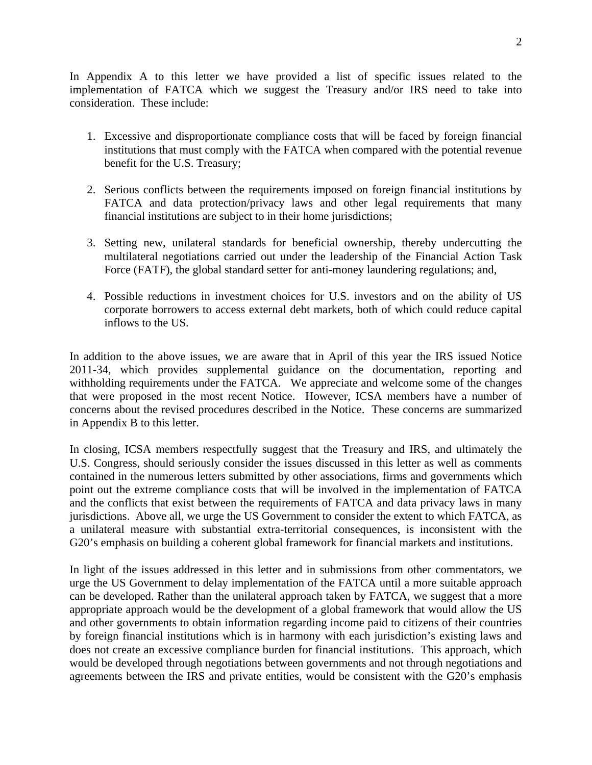In Appendix A to this letter we have provided a list of specific issues related to the implementation of FATCA which we suggest the Treasury and/or IRS need to take into consideration. These include:

1. Excessive and disproportionate compliance costs that will be faced by foreign financial institutions that must comply with the FATCA when compared with the potential revenue benefit for the U.S. Treasury;

2. Serious conflicts between the requirements imposed on foreign financial institutions by FATCA and data protection/privacy laws and other legal requirements that many financial institutions are subject to in their home jurisdictions;

3. Setting new, unilateral standards for beneficial ownership, thereby undercutting the multilateral negotiations carried out under the leadership of the Financial Action Task Force (FATF), the global standard setter for anti-money laundering regulations; and,

4. Possible reductions in investment choices for U.S. investors and on the ability of US corporate borrowers to access external debt markets, both of which could reduce capital inflows to the US.

In addition to the above issues, we are aware that in April of this year the IRS issued Notice 2011-34, which provides supplemental guidance on the documentation, reporting and withholding requirements under the FATCA. We appreciate and welcome some of the changes that were proposed in the most recent Notice. However, ICSA members have a number of concerns about the revised procedures described in the Notice. These concerns are summarized in Appendix B to this letter.

In closing, ICSA members respectfully suggest that the Treasury and IRS, and ultimately the U.S. Congress, should seriously consider the issues discussed in this letter as well as comments contained in the numerous letters submitted by other associations, firms and governments which point out the extreme compliance costs that will be involved in the implementation of FATCA and the conflicts that exist between the requirements of FATCA and data privacy laws in many jurisdictions. Above all, we urge the US Government to consider the extent to which FATCA, as a unilateral measure with substantial extra-territorial consequences, is inconsistent with the G20's emphasis on building a coherent global framework for financial markets and institutions.

In light of the issues addressed in this letter and in submissions from other commentators, we urge the US Government to delay implementation of the FATCA until a more suitable approach can be developed. Rather than the unilateral approach taken by FATCA, we suggest that a more appropriate approach would be the development of a global framework that would allow the US and other governments to obtain information regarding income paid to citizens of their countries by foreign financial institutions which is in harmony with each jurisdiction's existing laws and does not create an excessive compliance burden for financial institutions. This approach, which would be developed through negotiations between governments and not through negotiations and agreements between the IRS and private entities, would be consistent with the G20's emphasis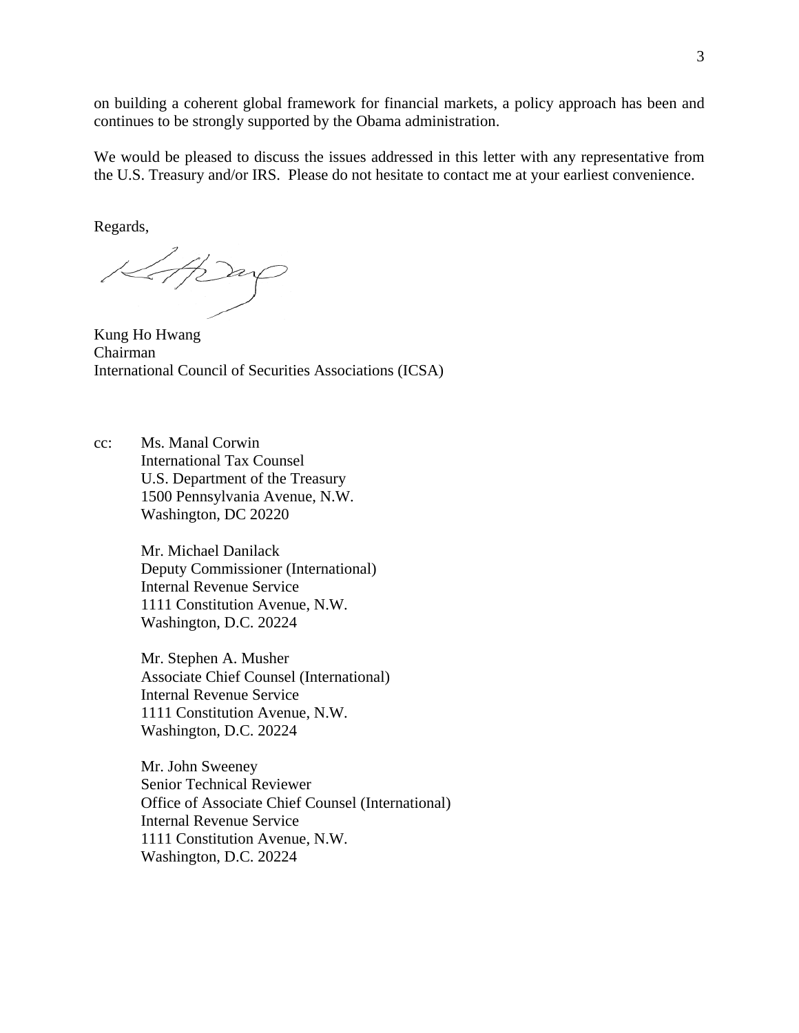on building a coherent global framework for financial markets, a policy approach has been and continues to be strongly supported by the Obama administration.

We would be pleased to discuss the issues addressed in this letter with any representative from the U.S. Treasury and/or IRS. Please do not hesitate to contact me at your earliest convenience.

Regards,

Kung Ho Hwang
Chairman
International Council of Securities Associations (ICSA)

cc: Ms. Manal Corwin
International Tax Counsel
U.S. Department of the Treasury
1500 Pennsylvania Avenue, N.W.
Washington, DC 20220

Mr. Michael Danilack
Deputy Commissioner (International)
Internal Revenue Service
1111 Constitution Avenue, N.W.
Washington, D.C. 20224

Mr. Stephen A. Musher
Associate Chief Counsel (International)
Internal Revenue Service
1111 Constitution Avenue, N.W.
Washington, D.C. 20224

Mr. John Sweeney
Senior Technical Reviewer
Office of Associate Chief Counsel (International)
Internal Revenue Service
1111 Constitution Avenue, N.W.
Washington, D.C. 20224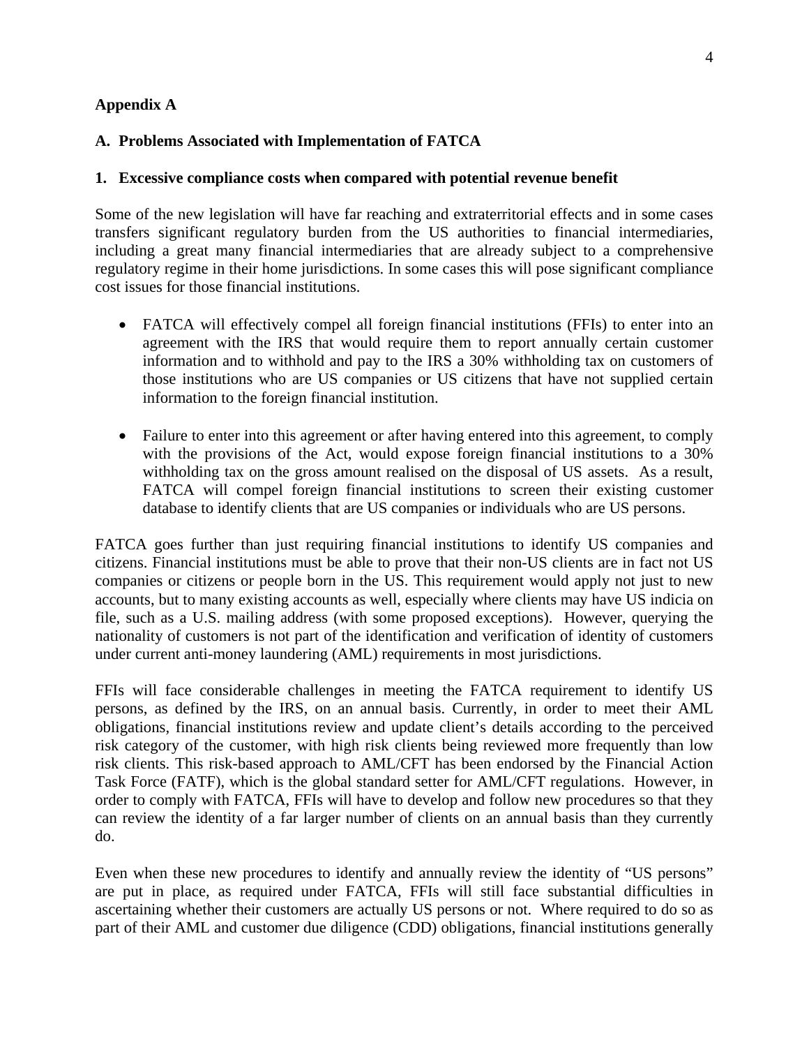**Appendix A**

**A. Problems Associated with Implementation of FATCA**

**1. Excessive compliance costs when compared with potential revenue benefit**

Some of the new legislation will have far reaching and extraterritorial effects and in some cases transfers significant regulatory burden from the US authorities to financial intermediaries, including a great many financial intermediaries that are already subject to a comprehensive regulatory regime in their home jurisdictions. In some cases this will pose significant compliance cost issues for those financial institutions.

- FATCA will effectively compel all foreign financial institutions (FFIs) to enter into an agreement with the IRS that would require them to report annually certain customer information and to withhold and pay to the IRS a 30% withholding tax on customers of those institutions who are US companies or US citizens that have not supplied certain information to the foreign financial institution.

- Failure to enter into this agreement or after having entered into this agreement, to comply with the provisions of the Act, would expose foreign financial institutions to a 30% withholding tax on the gross amount realised on the disposal of US assets. As a result, FATCA will compel foreign financial institutions to screen their existing customer database to identify clients that are US companies or individuals who are US persons.

FATCA goes further than just requiring financial institutions to identify US companies and citizens. Financial institutions must be able to prove that their non-US clients are in fact not US companies or citizens or people born in the US. This requirement would apply not just to new accounts, but to many existing accounts as well, especially where clients may have US indicia on file, such as a U.S. mailing address (with some proposed exceptions). However, querying the nationality of customers is not part of the identification and verification of identity of customers under current anti-money laundering (AML) requirements in most jurisdictions.

FFIs will face considerable challenges in meeting the FATCA requirement to identify US persons, as defined by the IRS, on an annual basis. Currently, in order to meet their AML obligations, financial institutions review and update client's details according to the perceived risk category of the customer, with high risk clients being reviewed more frequently than low risk clients. This risk-based approach to AML/CFT has been endorsed by the Financial Action Task Force (FATF), which is the global standard setter for AML/CFT regulations. However, in order to comply with FATCA, FFIs will have to develop and follow new procedures so that they can review the identity of a far larger number of clients on an annual basis than they currently do.

Even when these new procedures to identify and annually review the identity of "US persons" are put in place, as required under FATCA, FFIs will still face substantial difficulties in ascertaining whether their customers are actually US persons or not. Where required to do so as part of their AML and customer due diligence (CDD) obligations, financial institutions generally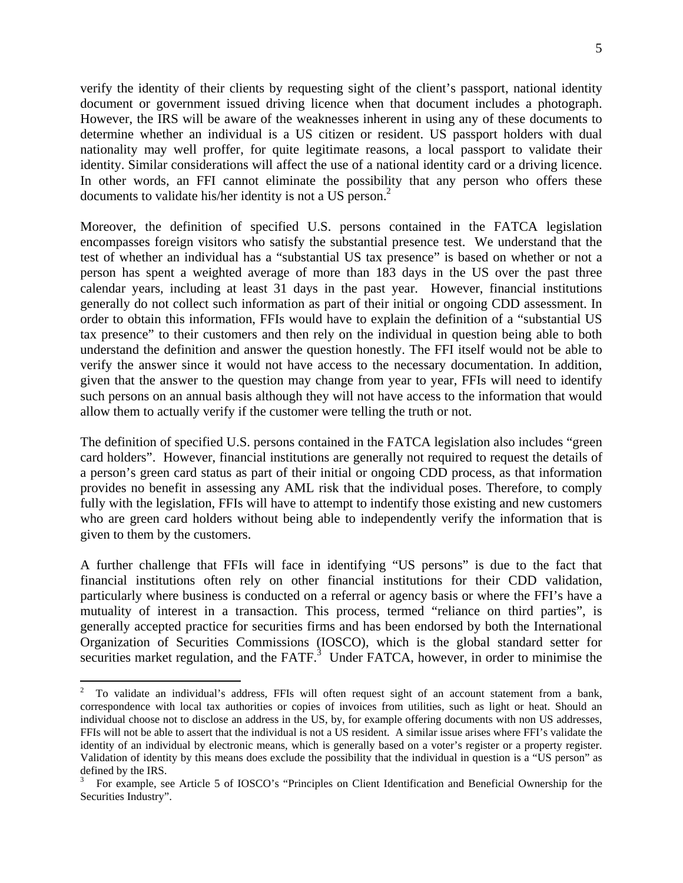verify the identity of their clients by requesting sight of the client's passport, national identity document or government issued driving licence when that document includes a photograph. However, the IRS will be aware of the weaknesses inherent in using any of these documents to determine whether an individual is a US citizen or resident. US passport holders with dual nationality may well proffer, for quite legitimate reasons, a local passport to validate their identity. Similar considerations will affect the use of a national identity card or a driving licence. In other words, an FFI cannot eliminate the possibility that any person who offers these documents to validate his/her identity is not a US person.[2]

Moreover, the definition of specified U.S. persons contained in the FATCA legislation encompasses foreign visitors who satisfy the substantial presence test. We understand that the test of whether an individual has a "substantial US tax presence" is based on whether or not a person has spent a weighted average of more than 183 days in the US over the past three calendar years, including at least 31 days in the past year. However, financial institutions generally do not collect such information as part of their initial or ongoing CDD assessment. In order to obtain this information, FFIs would have to explain the definition of a "substantial US tax presence" to their customers and then rely on the individual in question being able to both understand the definition and answer the question honestly. The FFI itself would not be able to verify the answer since it would not have access to the necessary documentation. In addition, given that the answer to the question may change from year to year, FFIs will need to identify such persons on an annual basis although they will not have access to the information that would allow them to actually verify if the customer were telling the truth or not.

The definition of specified U.S. persons contained in the FATCA legislation also includes "green card holders". However, financial institutions are generally not required to request the details of a person's green card status as part of their initial or ongoing CDD process, as that information provides no benefit in assessing any AML risk that the individual poses. Therefore, to comply fully with the legislation, FFIs will have to attempt to indentify those existing and new customers who are green card holders without being able to independently verify the information that is given to them by the customers.

A further challenge that FFIs will face in identifying "US persons" is due to the fact that financial institutions often rely on other financial institutions for their CDD validation, particularly where business is conducted on a referral or agency basis or where the FFI's have a mutuality of interest in a transaction. This process, termed "reliance on third parties", is generally accepted practice for securities firms and has been endorsed by both the International Organization of Securities Commissions (IOSCO), which is the global standard setter for securities market regulation, and the FATF.[3] Under FATCA, however, in order to minimise the

---

[2] To validate an individual's address, FFIs will often request sight of an account statement from a bank, correspondence with local tax authorities or copies of invoices from utilities, such as light or heat. Should an individual choose not to disclose an address in the US, by, for example offering documents with non US addresses, FFIs will not be able to assert that the individual is not a US resident. A similar issue arises where FFI's validate the identity of an individual by electronic means, which is generally based on a voter's register or a property register. Validation of identity by this means does exclude the possibility that the individual in question is a "US person" as defined by the IRS.

[3] For example, see Article 5 of IOSCO's "Principles on Client Identification and Beneficial Ownership for the Securities Industry".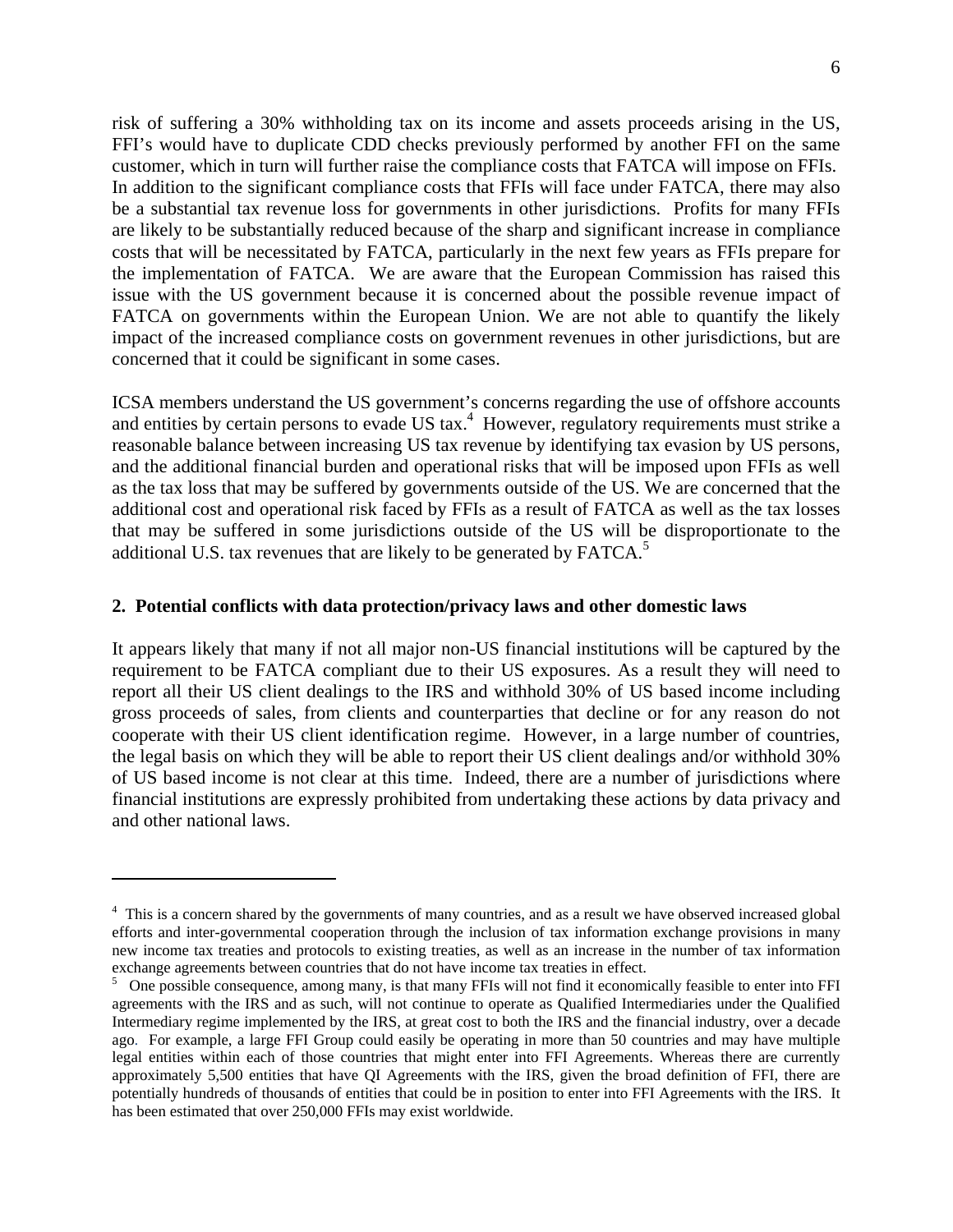risk of suffering a 30% withholding tax on its income and assets proceeds arising in the US, FFI's would have to duplicate CDD checks previously performed by another FFI on the same customer, which in turn will further raise the compliance costs that FATCA will impose on FFIs. In addition to the significant compliance costs that FFIs will face under FATCA, there may also be a substantial tax revenue loss for governments in other jurisdictions. Profits for many FFIs are likely to be substantially reduced because of the sharp and significant increase in compliance costs that will be necessitated by FATCA, particularly in the next few years as FFIs prepare for the implementation of FATCA. We are aware that the European Commission has raised this issue with the US government because it is concerned about the possible revenue impact of FATCA on governments within the European Union. We are not able to quantify the likely impact of the increased compliance costs on government revenues in other jurisdictions, but are concerned that it could be significant in some cases.

ICSA members understand the US government's concerns regarding the use of offshore accounts and entities by certain persons to evade US tax.[4] However, regulatory requirements must strike a reasonable balance between increasing US tax revenue by identifying tax evasion by US persons, and the additional financial burden and operational risks that will be imposed upon FFIs as well as the tax loss that may be suffered by governments outside of the US. We are concerned that the additional cost and operational risk faced by FFIs as a result of FATCA as well as the tax losses that may be suffered in some jurisdictions outside of the US will be disproportionate to the additional U.S. tax revenues that are likely to be generated by FATCA.[5]

## 2. Potential conflicts with data protection/privacy laws and other domestic laws

It appears likely that many if not all major non-US financial institutions will be captured by the requirement to be FATCA compliant due to their US exposures. As a result they will need to report all their US client dealings to the IRS and withhold 30% of US based income including gross proceeds of sales, from clients and counterparties that decline or for any reason do not cooperate with their US client identification regime. However, in a large number of countries, the legal basis on which they will be able to report their US client dealings and/or withhold 30% of US based income is not clear at this time. Indeed, there are a number of jurisdictions where financial institutions are expressly prohibited from undertaking these actions by data privacy and and other national laws.

---

[4] This is a concern shared by the governments of many countries, and as a result we have observed increased global efforts and inter-governmental cooperation through the inclusion of tax information exchange provisions in many new income tax treaties and protocols to existing treaties, as well as an increase in the number of tax information exchange agreements between countries that do not have income tax treaties in effect.

[5] One possible consequence, among many, is that many FFIs will not find it economically feasible to enter into FFI agreements with the IRS and as such, will not continue to operate as Qualified Intermediaries under the Qualified Intermediary regime implemented by the IRS, at great cost to both the IRS and the financial industry, over a decade ago. For example, a large FFI Group could easily be operating in more than 50 countries and may have multiple legal entities within each of those countries that might enter into FFI Agreements. Whereas there are currently approximately 5,500 entities that have QI Agreements with the IRS, given the broad definition of FFI, there are potentially hundreds of thousands of entities that could be in position to enter into FFI Agreements with the IRS. It has been estimated that over 250,000 FFIs may exist worldwide.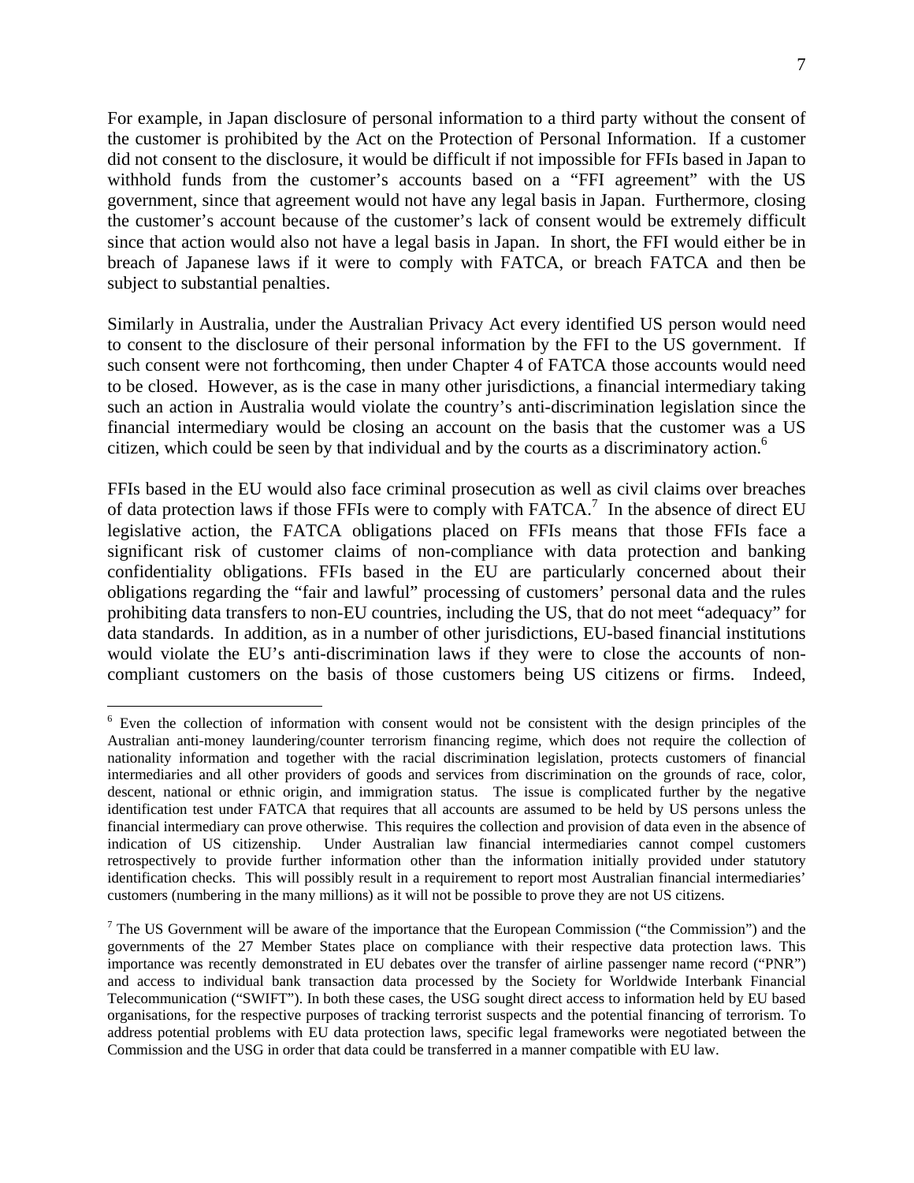For example, in Japan disclosure of personal information to a third party without the consent of the customer is prohibited by the Act on the Protection of Personal Information. If a customer did not consent to the disclosure, it would be difficult if not impossible for FFIs based in Japan to withhold funds from the customer's accounts based on a "FFI agreement" with the US government, since that agreement would not have any legal basis in Japan. Furthermore, closing the customer's account because of the customer's lack of consent would be extremely difficult since that action would also not have a legal basis in Japan. In short, the FFI would either be in breach of Japanese laws if it were to comply with FATCA, or breach FATCA and then be subject to substantial penalties.

Similarly in Australia, under the Australian Privacy Act every identified US person would need to consent to the disclosure of their personal information by the FFI to the US government. If such consent were not forthcoming, then under Chapter 4 of FATCA those accounts would need to be closed. However, as is the case in many other jurisdictions, a financial intermediary taking such an action in Australia would violate the country's anti-discrimination legislation since the financial intermediary would be closing an account on the basis that the customer was a US citizen, which could be seen by that individual and by the courts as a discriminatory action.[6]

FFIs based in the EU would also face criminal prosecution as well as civil claims over breaches of data protection laws if those FFIs were to comply with FATCA.[7] In the absence of direct EU legislative action, the FATCA obligations placed on FFIs means that those FFIs face a significant risk of customer claims of non-compliance with data protection and banking confidentiality obligations. FFIs based in the EU are particularly concerned about their obligations regarding the "fair and lawful" processing of customers' personal data and the rules prohibiting data transfers to non-EU countries, including the US, that do not meet "adequacy" for data standards. In addition, as in a number of other jurisdictions, EU-based financial institutions would violate the EU's anti-discrimination laws if they were to close the accounts of non-compliant customers on the basis of those customers being US citizens or firms. Indeed,

---

[6] Even the collection of information with consent would not be consistent with the design principles of the Australian anti-money laundering/counter terrorism financing regime, which does not require the collection of nationality information and together with the racial discrimination legislation, protects customers of financial intermediaries and all other providers of goods and services from discrimination on the grounds of race, color, descent, national or ethnic origin, and immigration status. The issue is complicated further by the negative identification test under FATCA that requires that all accounts are assumed to be held by US persons unless the financial intermediary can prove otherwise. This requires the collection and provision of data even in the absence of indication of US citizenship. Under Australian law financial intermediaries cannot compel customers retrospectively to provide further information other than the information initially provided under statutory identification checks. This will possibly result in a requirement to report most Australian financial intermediaries' customers (numbering in the many millions) as it will not be possible to prove they are not US citizens.

[7] The US Government will be aware of the importance that the European Commission ("the Commission") and the governments of the 27 Member States place on compliance with their respective data protection laws. This importance was recently demonstrated in EU debates over the transfer of airline passenger name record ("PNR") and access to individual bank transaction data processed by the Society for Worldwide Interbank Financial Telecommunication ("SWIFT"). In both these cases, the USG sought direct access to information held by EU based organisations, for the respective purposes of tracking terrorist suspects and the potential financing of terrorism. To address potential problems with EU data protection laws, specific legal frameworks were negotiated between the Commission and the USG in order that data could be transferred in a manner compatible with EU law.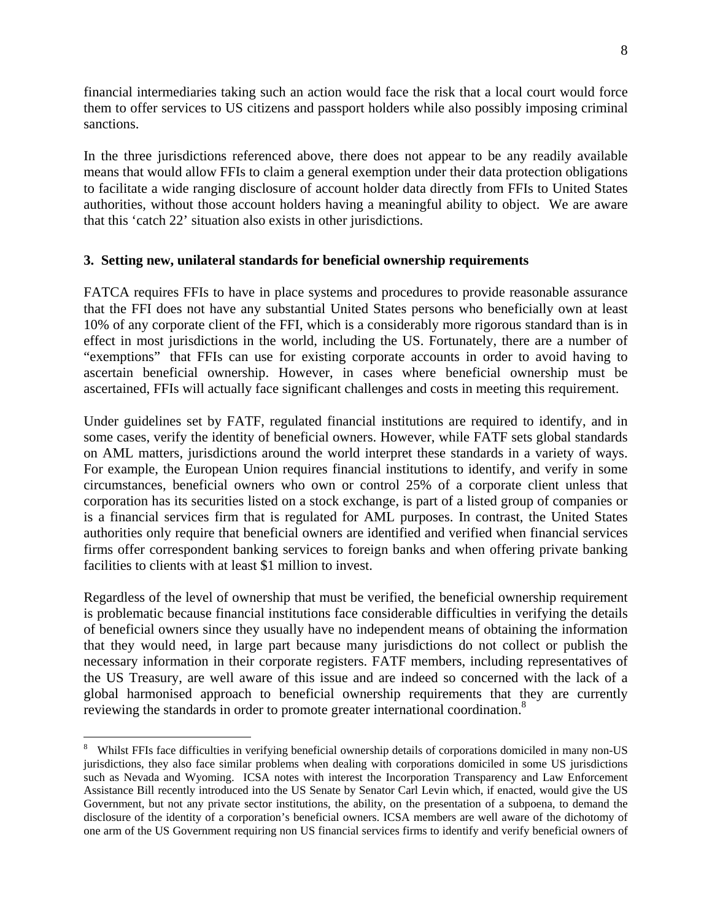financial intermediaries taking such an action would face the risk that a local court would force them to offer services to US citizens and passport holders while also possibly imposing criminal sanctions.

In the three jurisdictions referenced above, there does not appear to be any readily available means that would allow FFIs to claim a general exemption under their data protection obligations to facilitate a wide ranging disclosure of account holder data directly from FFIs to United States authorities, without those account holders having a meaningful ability to object. We are aware that this 'catch 22' situation also exists in other jurisdictions.

### 3. Setting new, unilateral standards for beneficial ownership requirements

FATCA requires FFIs to have in place systems and procedures to provide reasonable assurance that the FFI does not have any substantial United States persons who beneficially own at least 10% of any corporate client of the FFI, which is a considerably more rigorous standard than is in effect in most jurisdictions in the world, including the US. Fortunately, there are a number of "exemptions" that FFIs can use for existing corporate accounts in order to avoid having to ascertain beneficial ownership. However, in cases where beneficial ownership must be ascertained, FFIs will actually face significant challenges and costs in meeting this requirement.

Under guidelines set by FATF, regulated financial institutions are required to identify, and in some cases, verify the identity of beneficial owners. However, while FATF sets global standards on AML matters, jurisdictions around the world interpret these standards in a variety of ways. For example, the European Union requires financial institutions to identify, and verify in some circumstances, beneficial owners who own or control 25% of a corporate client unless that corporation has its securities listed on a stock exchange, is part of a listed group of companies or is a financial services firm that is regulated for AML purposes. In contrast, the United States authorities only require that beneficial owners are identified and verified when financial services firms offer correspondent banking services to foreign banks and when offering private banking facilities to clients with at least \$1 million to invest.

Regardless of the level of ownership that must be verified, the beneficial ownership requirement is problematic because financial institutions face considerable difficulties in verifying the details of beneficial owners since they usually have no independent means of obtaining the information that they would need, in large part because many jurisdictions do not collect or publish the necessary information in their corporate registers. FATF members, including representatives of the US Treasury, are well aware of this issue and are indeed so concerned with the lack of a global harmonised approach to beneficial ownership requirements that they are currently reviewing the standards in order to promote greater international coordination.[8]

---

[8] Whilst FFIs face difficulties in verifying beneficial ownership details of corporations domiciled in many non-US jurisdictions, they also face similar problems when dealing with corporations domiciled in some US jurisdictions such as Nevada and Wyoming. ICSA notes with interest the Incorporation Transparency and Law Enforcement Assistance Bill recently introduced into the US Senate by Senator Carl Levin which, if enacted, would give the US Government, but not any private sector institutions, the ability, on the presentation of a subpoena, to demand the disclosure of the identity of a corporation's beneficial owners. ICSA members are well aware of the dichotomy of one arm of the US Government requiring non US financial services firms to identify and verify beneficial owners of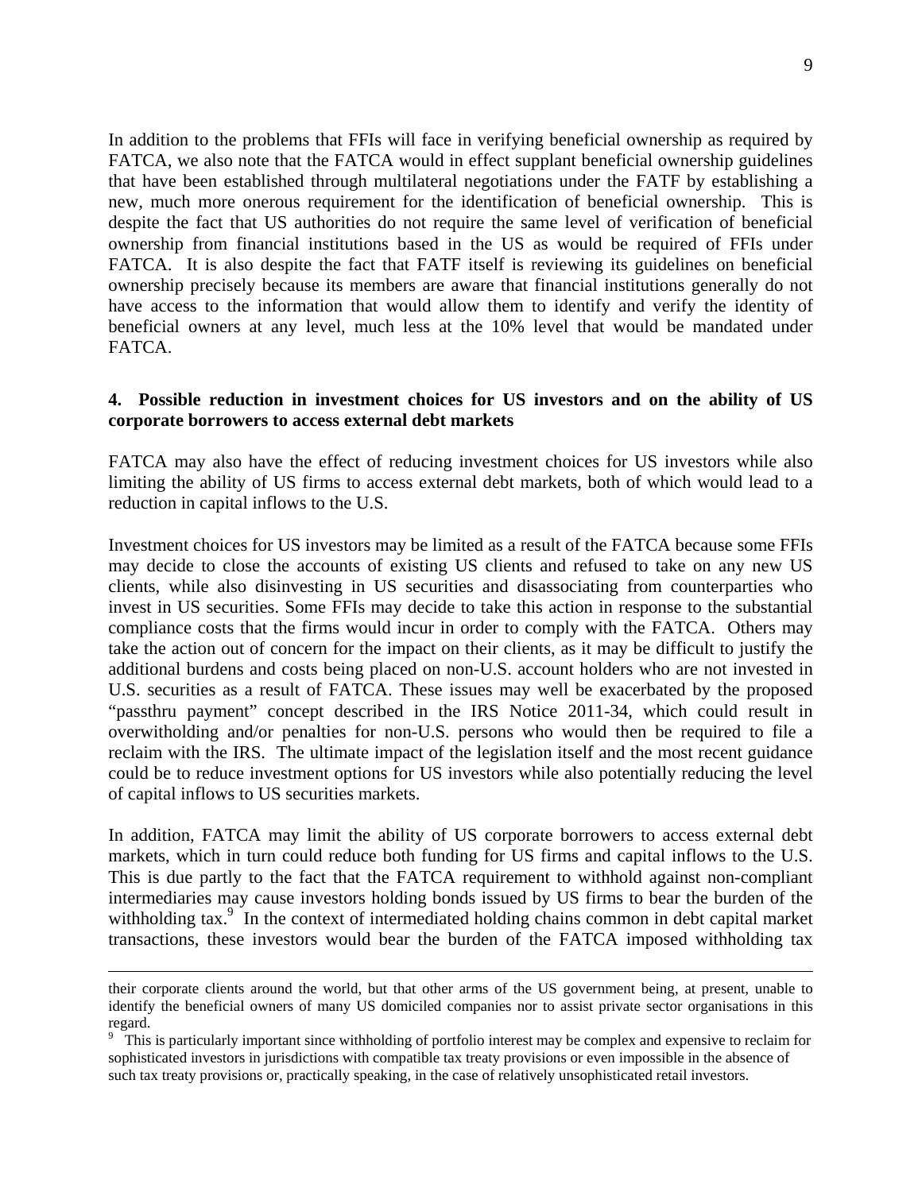In addition to the problems that FFIs will face in verifying beneficial ownership as required by FATCA, we also note that the FATCA would in effect supplant beneficial ownership guidelines that have been established through multilateral negotiations under the FATF by establishing a new, much more onerous requirement for the identification of beneficial ownership. This is despite the fact that US authorities do not require the same level of verification of beneficial ownership from financial institutions based in the US as would be required of FFIs under FATCA. It is also despite the fact that FATF itself is reviewing its guidelines on beneficial ownership precisely because its members are aware that financial institutions generally do not have access to the information that would allow them to identify and verify the identity of beneficial owners at any level, much less at the 10% level that would be mandated under FATCA.

**4. Possible reduction in investment choices for US investors and on the ability of US corporate borrowers to access external debt markets**

FATCA may also have the effect of reducing investment choices for US investors while also limiting the ability of US firms to access external debt markets, both of which would lead to a reduction in capital inflows to the U.S.

Investment choices for US investors may be limited as a result of the FATCA because some FFIs may decide to close the accounts of existing US clients and refused to take on any new US clients, while also disinvesting in US securities and disassociating from counterparties who invest in US securities. Some FFIs may decide to take this action in response to the substantial compliance costs that the firms would incur in order to comply with the FATCA. Others may take the action out of concern for the impact on their clients, as it may be difficult to justify the additional burdens and costs being placed on non-U.S. account holders who are not invested in U.S. securities as a result of FATCA. These issues may well be exacerbated by the proposed "passthru payment" concept described in the IRS Notice 2011-34, which could result in overwithholding and/or penalties for non-U.S. persons who would then be required to file a reclaim with the IRS. The ultimate impact of the legislation itself and the most recent guidance could be to reduce investment options for US investors while also potentially reducing the level of capital inflows to US securities markets.

In addition, FATCA may limit the ability of US corporate borrowers to access external debt markets, which in turn could reduce both funding for US firms and capital inflows to the U.S. This is due partly to the fact that the FATCA requirement to withhold against non-compliant intermediaries may cause investors holding bonds issued by US firms to bear the burden of the withholding tax.[9] In the context of intermediated holding chains common in debt capital market transactions, these investors would bear the burden of the FATCA imposed withholding tax

---

their corporate clients around the world, but that other arms of the US government being, at present, unable to identify the beneficial owners of many US domiciled companies nor to assist private sector organisations in this regard.

[9] This is particularly important since withholding of portfolio interest may be complex and expensive to reclaim for sophisticated investors in jurisdictions with compatible tax treaty provisions or even impossible in the absence of such tax treaty provisions or, practically speaking, in the case of relatively unsophisticated retail investors.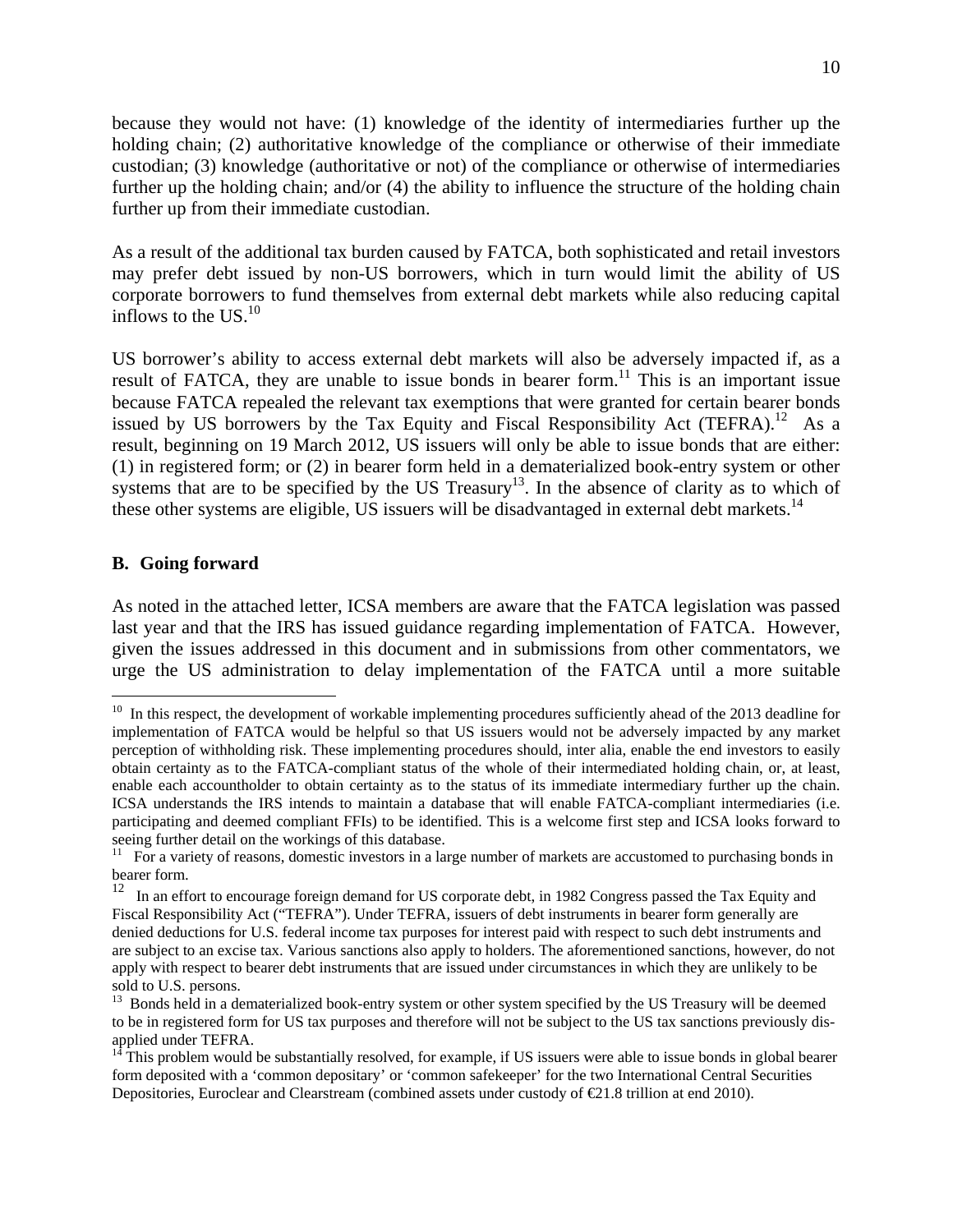because they would not have: (1) knowledge of the identity of intermediaries further up the holding chain; (2) authoritative knowledge of the compliance or otherwise of their immediate custodian; (3) knowledge (authoritative or not) of the compliance or otherwise of intermediaries further up the holding chain; and/or (4) the ability to influence the structure of the holding chain further up from their immediate custodian.

As a result of the additional tax burden caused by FATCA, both sophisticated and retail investors may prefer debt issued by non-US borrowers, which in turn would limit the ability of US corporate borrowers to fund themselves from external debt markets while also reducing capital inflows to the US.[10]

US borrower's ability to access external debt markets will also be adversely impacted if, as a result of FATCA, they are unable to issue bonds in bearer form.[11] This is an important issue because FATCA repealed the relevant tax exemptions that were granted for certain bearer bonds issued by US borrowers by the Tax Equity and Fiscal Responsibility Act (TEFRA).[12] As a result, beginning on 19 March 2012, US issuers will only be able to issue bonds that are either: (1) in registered form; or (2) in bearer form held in a dematerialized book-entry system or other systems that are to be specified by the US Treasury[13]. In the absence of clarity as to which of these other systems are eligible, US issuers will be disadvantaged in external debt markets.[14]

**B. Going forward**

As noted in the attached letter, ICSA members are aware that the FATCA legislation was passed last year and that the IRS has issued guidance regarding implementation of FATCA. However, given the issues addressed in this document and in submissions from other commentators, we urge the US administration to delay implementation of the FATCA until a more suitable

---

[10] In this respect, the development of workable implementing procedures sufficiently ahead of the 2013 deadline for implementation of FATCA would be helpful so that US issuers would not be adversely impacted by any market perception of withholding risk. These implementing procedures should, inter alia, enable the end investors to easily obtain certainty as to the FATCA-compliant status of the whole of their intermediated holding chain, or, at least, enable each accountholder to obtain certainty as to the status of its immediate intermediary further up the chain. ICSA understands the IRS intends to maintain a database that will enable FATCA-compliant intermediaries (i.e. participating and deemed compliant FFIs) to be identified. This is a welcome first step and ICSA looks forward to seeing further detail on the workings of this database.

[11] For a variety of reasons, domestic investors in a large number of markets are accustomed to purchasing bonds in bearer form.

[12] In an effort to encourage foreign demand for US corporate debt, in 1982 Congress passed the Tax Equity and Fiscal Responsibility Act ("TEFRA"). Under TEFRA, issuers of debt instruments in bearer form generally are denied deductions for U.S. federal income tax purposes for interest paid with respect to such debt instruments and are subject to an excise tax. Various sanctions also apply to holders. The aforementioned sanctions, however, do not apply with respect to bearer debt instruments that are issued under circumstances in which they are unlikely to be sold to U.S. persons.

[13] Bonds held in a dematerialized book-entry system or other system specified by the US Treasury will be deemed to be in registered form for US tax purposes and therefore will not be subject to the US tax sanctions previously dis-applied under TEFRA.

[14] This problem would be substantially resolved, for example, if US issuers were able to issue bonds in global bearer form deposited with a 'common depositary' or 'common safekeeper' for the two International Central Securities Depositories, Euroclear and Clearstream (combined assets under custody of €21.8 trillion at end 2010).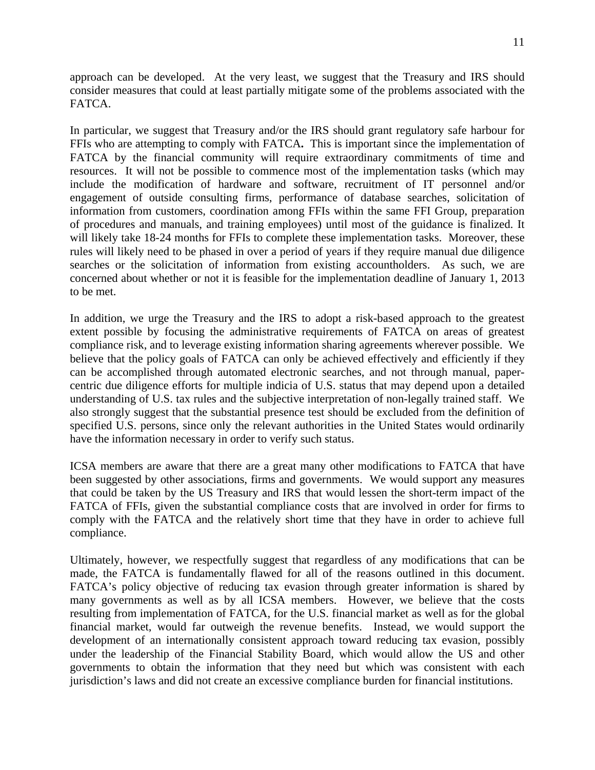approach can be developed. At the very least, we suggest that the Treasury and IRS should consider measures that could at least partially mitigate some of the problems associated with the FATCA.

In particular, we suggest that Treasury and/or the IRS should grant regulatory safe harbour for FFIs who are attempting to comply with FATCA**.** This is important since the implementation of FATCA by the financial community will require extraordinary commitments of time and resources. It will not be possible to commence most of the implementation tasks (which may include the modification of hardware and software, recruitment of IT personnel and/or engagement of outside consulting firms, performance of database searches, solicitation of information from customers, coordination among FFIs within the same FFI Group, preparation of procedures and manuals, and training employees) until most of the guidance is finalized. It will likely take 18-24 months for FFIs to complete these implementation tasks. Moreover, these rules will likely need to be phased in over a period of years if they require manual due diligence searches or the solicitation of information from existing accountholders. As such, we are concerned about whether or not it is feasible for the implementation deadline of January 1, 2013 to be met.

In addition, we urge the Treasury and the IRS to adopt a risk-based approach to the greatest extent possible by focusing the administrative requirements of FATCA on areas of greatest compliance risk, and to leverage existing information sharing agreements wherever possible. We believe that the policy goals of FATCA can only be achieved effectively and efficiently if they can be accomplished through automated electronic searches, and not through manual, paper-centric due diligence efforts for multiple indicia of U.S. status that may depend upon a detailed understanding of U.S. tax rules and the subjective interpretation of non-legally trained staff. We also strongly suggest that the substantial presence test should be excluded from the definition of specified U.S. persons, since only the relevant authorities in the United States would ordinarily have the information necessary in order to verify such status.

ICSA members are aware that there are a great many other modifications to FATCA that have been suggested by other associations, firms and governments. We would support any measures that could be taken by the US Treasury and IRS that would lessen the short-term impact of the FATCA of FFIs, given the substantial compliance costs that are involved in order for firms to comply with the FATCA and the relatively short time that they have in order to achieve full compliance.

Ultimately, however, we respectfully suggest that regardless of any modifications that can be made, the FATCA is fundamentally flawed for all of the reasons outlined in this document. FATCA's policy objective of reducing tax evasion through greater information is shared by many governments as well as by all ICSA members. However, we believe that the costs resulting from implementation of FATCA, for the U.S. financial market as well as for the global financial market, would far outweigh the revenue benefits. Instead, we would support the development of an internationally consistent approach toward reducing tax evasion, possibly under the leadership of the Financial Stability Board, which would allow the US and other governments to obtain the information that they need but which was consistent with each jurisdiction's laws and did not create an excessive compliance burden for financial institutions.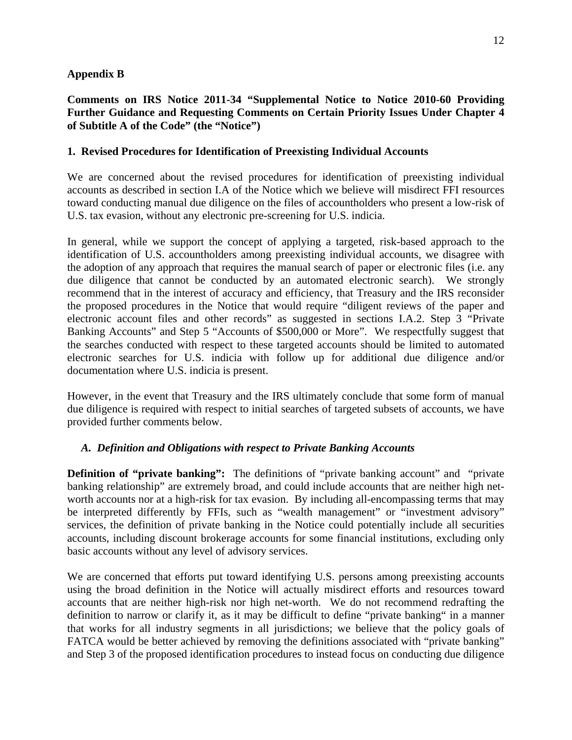## Appendix B

**Comments on IRS Notice 2011-34 "Supplemental Notice to Notice 2010-60 Providing Further Guidance and Requesting Comments on Certain Priority Issues Under Chapter 4 of Subtitle A of the Code" (the "Notice")**

### 1. Revised Procedures for Identification of Preexisting Individual Accounts

We are concerned about the revised procedures for identification of preexisting individual accounts as described in section I.A of the Notice which we believe will misdirect FFI resources toward conducting manual due diligence on the files of accountholders who present a low-risk of U.S. tax evasion, without any electronic pre-screening for U.S. indicia.

In general, while we support the concept of applying a targeted, risk-based approach to the identification of U.S. accountholders among preexisting individual accounts, we disagree with the adoption of any approach that requires the manual search of paper or electronic files (i.e. any due diligence that cannot be conducted by an automated electronic search). We strongly recommend that in the interest of accuracy and efficiency, that Treasury and the IRS reconsider the proposed procedures in the Notice that would require "diligent reviews of the paper and electronic account files and other records" as suggested in sections I.A.2. Step 3 "Private Banking Accounts" and Step 5 "Accounts of $500,000 or More". We respectfully suggest that the searches conducted with respect to these targeted accounts should be limited to automated electronic searches for U.S. indicia with follow up for additional due diligence and/or documentation where U.S. indicia is present.

However, in the event that Treasury and the IRS ultimately conclude that some form of manual due diligence is required with respect to initial searches of targeted subsets of accounts, we have provided further comments below.

#### *A. Definition and Obligations with respect to Private Banking Accounts*

**Definition of "private banking":** The definitions of "private banking account" and "private banking relationship" are extremely broad, and could include accounts that are neither high net-worth accounts nor at a high-risk for tax evasion. By including all-encompassing terms that may be interpreted differently by FFIs, such as "wealth management" or "investment advisory" services, the definition of private banking in the Notice could potentially include all securities accounts, including discount brokerage accounts for some financial institutions, excluding only basic accounts without any level of advisory services.

We are concerned that efforts put toward identifying U.S. persons among preexisting accounts using the broad definition in the Notice will actually misdirect efforts and resources toward accounts that are neither high-risk nor high net-worth. We do not recommend redrafting the definition to narrow or clarify it, as it may be difficult to define "private banking" in a manner that works for all industry segments in all jurisdictions; we believe that the policy goals of FATCA would be better achieved by removing the definitions associated with "private banking" and Step 3 of the proposed identification procedures to instead focus on conducting due diligence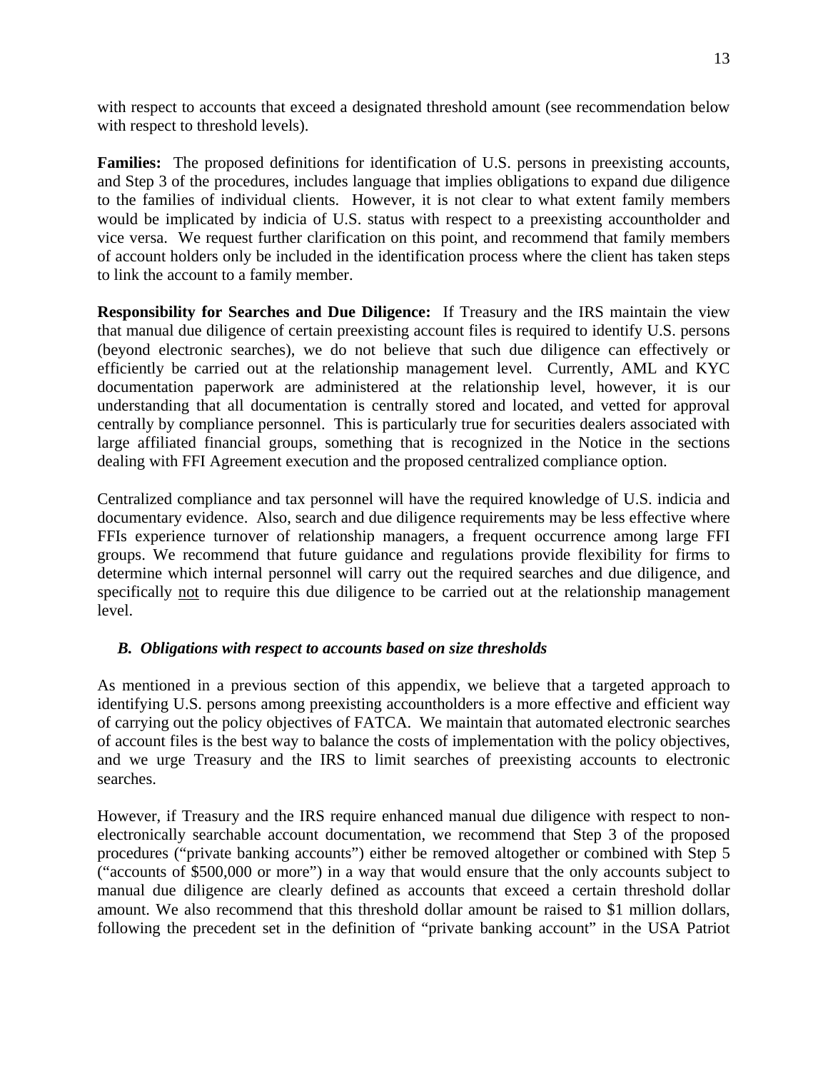with respect to accounts that exceed a designated threshold amount (see recommendation below with respect to threshold levels).

**Families:** The proposed definitions for identification of U.S. persons in preexisting accounts, and Step 3 of the procedures, includes language that implies obligations to expand due diligence to the families of individual clients. However, it is not clear to what extent family members would be implicated by indicia of U.S. status with respect to a preexisting accountholder and vice versa. We request further clarification on this point, and recommend that family members of account holders only be included in the identification process where the client has taken steps to link the account to a family member.

**Responsibility for Searches and Due Diligence:** If Treasury and the IRS maintain the view that manual due diligence of certain preexisting account files is required to identify U.S. persons (beyond electronic searches), we do not believe that such due diligence can effectively or efficiently be carried out at the relationship management level. Currently, AML and KYC documentation paperwork are administered at the relationship level, however, it is our understanding that all documentation is centrally stored and located, and vetted for approval centrally by compliance personnel. This is particularly true for securities dealers associated with large affiliated financial groups, something that is recognized in the Notice in the sections dealing with FFI Agreement execution and the proposed centralized compliance option.

Centralized compliance and tax personnel will have the required knowledge of U.S. indicia and documentary evidence. Also, search and due diligence requirements may be less effective where FFIs experience turnover of relationship managers, a frequent occurrence among large FFI groups. We recommend that future guidance and regulations provide flexibility for firms to determine which internal personnel will carry out the required searches and due diligence, and specifically not to require this due diligence to be carried out at the relationship management level.

### *B. Obligations with respect to accounts based on size thresholds*

As mentioned in a previous section of this appendix, we believe that a targeted approach to identifying U.S. persons among preexisting accountholders is a more effective and efficient way of carrying out the policy objectives of FATCA. We maintain that automated electronic searches of account files is the best way to balance the costs of implementation with the policy objectives, and we urge Treasury and the IRS to limit searches of preexisting accounts to electronic searches.

However, if Treasury and the IRS require enhanced manual due diligence with respect to non-electronically searchable account documentation, we recommend that Step 3 of the proposed procedures ("private banking accounts") either be removed altogether or combined with Step 5 ("accounts of $500,000 or more") in a way that would ensure that the only accounts subject to manual due diligence are clearly defined as accounts that exceed a certain threshold dollar amount. We also recommend that this threshold dollar amount be raised to $1 million dollars, following the precedent set in the definition of "private banking account" in the USA Patriot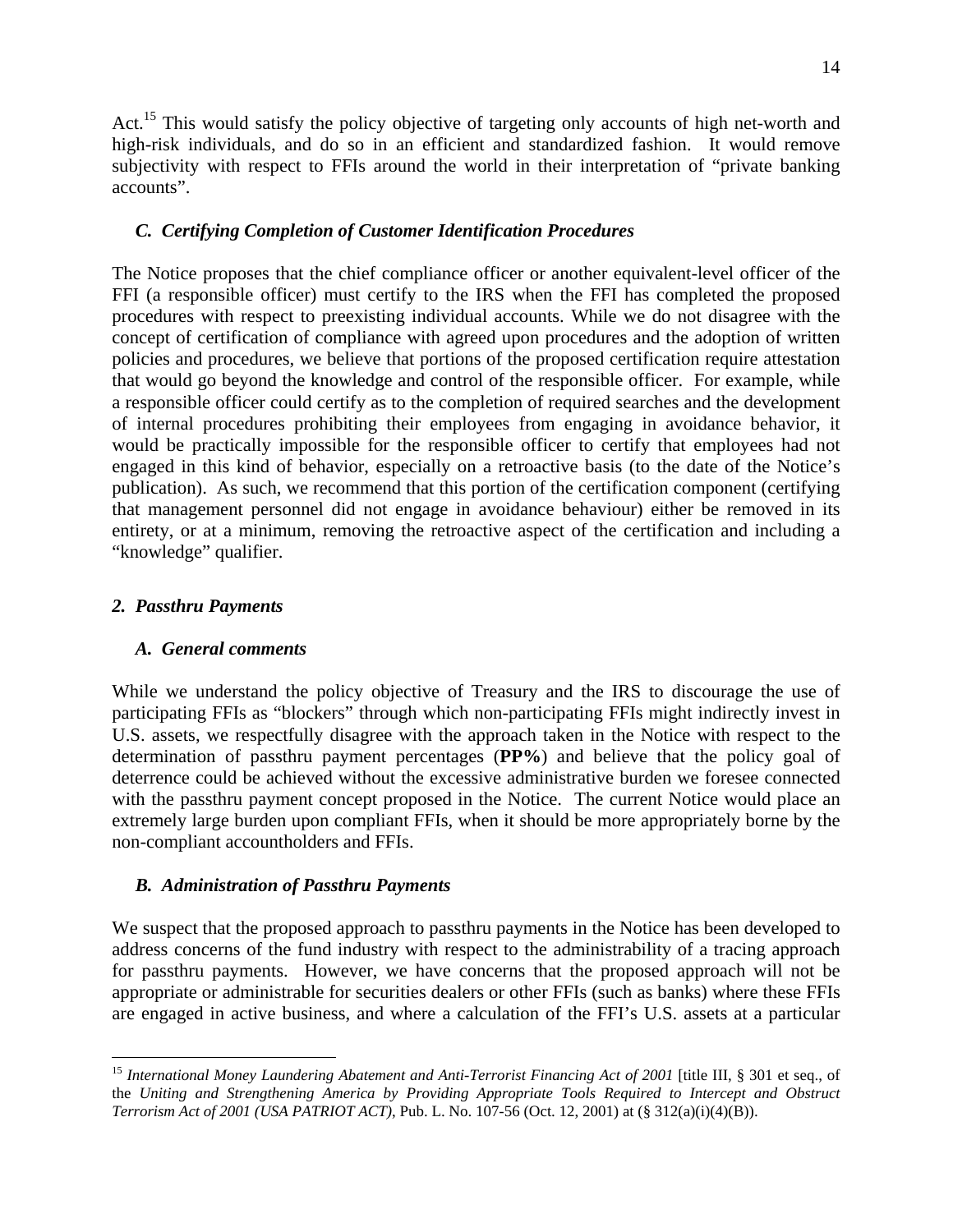Act.[15] This would satisfy the policy objective of targeting only accounts of high net-worth and high-risk individuals, and do so in an efficient and standardized fashion. It would remove subjectivity with respect to FFIs around the world in their interpretation of "private banking accounts".

### *C. Certifying Completion of Customer Identification Procedures*

The Notice proposes that the chief compliance officer or another equivalent-level officer of the FFI (a responsible officer) must certify to the IRS when the FFI has completed the proposed procedures with respect to preexisting individual accounts. While we do not disagree with the concept of certification of compliance with agreed upon procedures and the adoption of written policies and procedures, we believe that portions of the proposed certification require attestation that would go beyond the knowledge and control of the responsible officer. For example, while a responsible officer could certify as to the completion of required searches and the development of internal procedures prohibiting their employees from engaging in avoidance behavior, it would be practically impossible for the responsible officer to certify that employees had not engaged in this kind of behavior, especially on a retroactive basis (to the date of the Notice's publication). As such, we recommend that this portion of the certification component (certifying that management personnel did not engage in avoidance behaviour) either be removed in its entirety, or at a minimum, removing the retroactive aspect of the certification and including a "knowledge" qualifier.

## *2. Passthru Payments*

### *A. General comments*

While we understand the policy objective of Treasury and the IRS to discourage the use of participating FFIs as "blockers" through which non-participating FFIs might indirectly invest in U.S. assets, we respectfully disagree with the approach taken in the Notice with respect to the determination of passthru payment percentages (**PP%**) and believe that the policy goal of deterrence could be achieved without the excessive administrative burden we foresee connected with the passthru payment concept proposed in the Notice. The current Notice would place an extremely large burden upon compliant FFIs, when it should be more appropriately borne by the non-compliant accountholders and FFIs.

### *B. Administration of Passthru Payments*

We suspect that the proposed approach to passthru payments in the Notice has been developed to address concerns of the fund industry with respect to the administrability of a tracing approach for passthru payments. However, we have concerns that the proposed approach will not be appropriate or administrable for securities dealers or other FFIs (such as banks) where these FFIs are engaged in active business, and where a calculation of the FFI's U.S. assets at a particular

---

[15] *International Money Laundering Abatement and Anti-Terrorist Financing Act of 2001* [title III, § 301 et seq., of the *Uniting and Strengthening America by Providing Appropriate Tools Required to Intercept and Obstruct Terrorism Act of 2001 (USA PATRIOT ACT)*, Pub. L. No. 107-56 (Oct. 12, 2001) at (§ 312(a)(i)(4)(B)).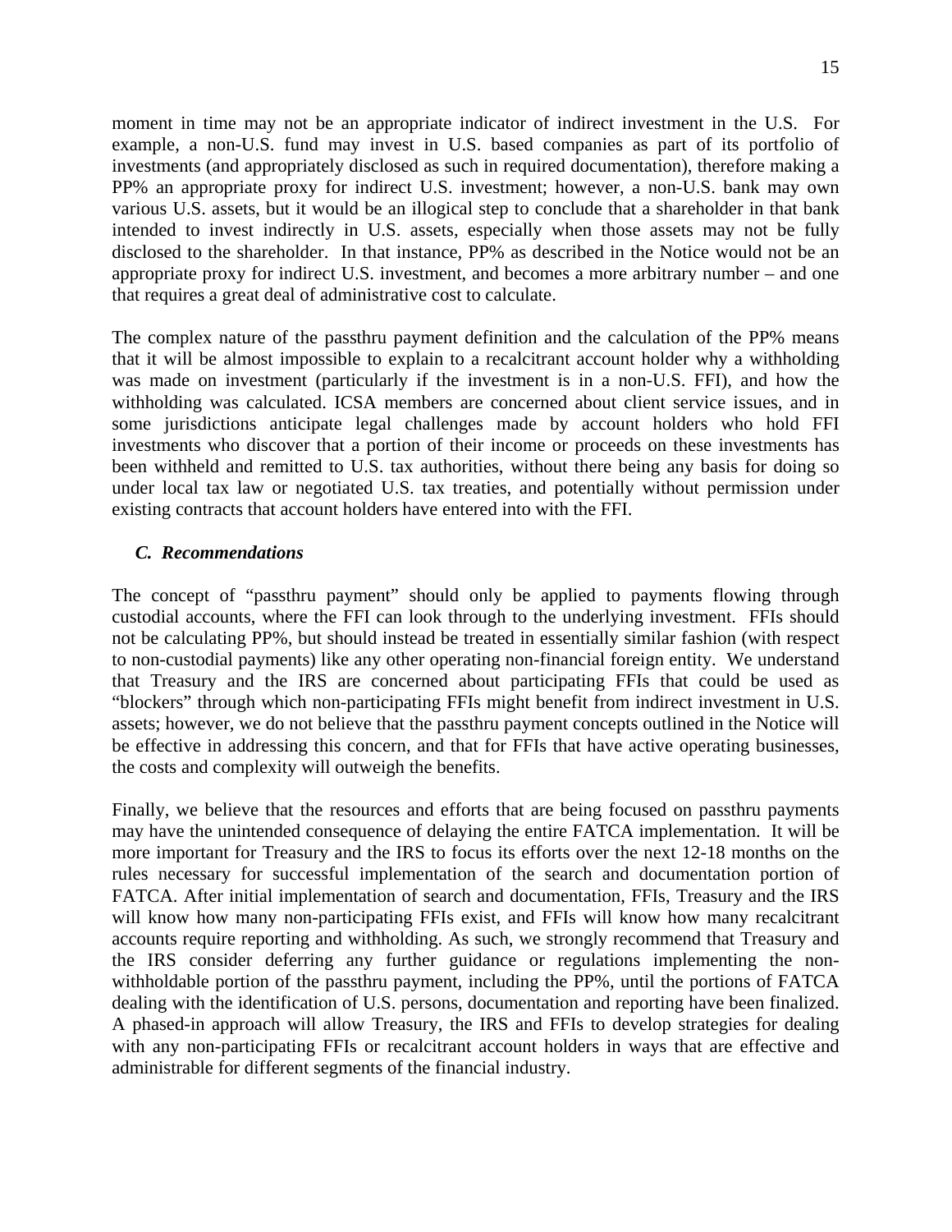moment in time may not be an appropriate indicator of indirect investment in the U.S. For example, a non-U.S. fund may invest in U.S. based companies as part of its portfolio of investments (and appropriately disclosed as such in required documentation), therefore making a PP% an appropriate proxy for indirect U.S. investment; however, a non-U.S. bank may own various U.S. assets, but it would be an illogical step to conclude that a shareholder in that bank intended to invest indirectly in U.S. assets, especially when those assets may not be fully disclosed to the shareholder. In that instance, PP% as described in the Notice would not be an appropriate proxy for indirect U.S. investment, and becomes a more arbitrary number – and one that requires a great deal of administrative cost to calculate.

The complex nature of the passthru payment definition and the calculation of the PP% means that it will be almost impossible to explain to a recalcitrant account holder why a withholding was made on investment (particularly if the investment is in a non-U.S. FFI), and how the withholding was calculated. ICSA members are concerned about client service issues, and in some jurisdictions anticipate legal challenges made by account holders who hold FFI investments who discover that a portion of their income or proceeds on these investments has been withheld and remitted to U.S. tax authorities, without there being any basis for doing so under local tax law or negotiated U.S. tax treaties, and potentially without permission under existing contracts that account holders have entered into with the FFI.

### *C. Recommendations*

The concept of "passthru payment" should only be applied to payments flowing through custodial accounts, where the FFI can look through to the underlying investment. FFIs should not be calculating PP%, but should instead be treated in essentially similar fashion (with respect to non-custodial payments) like any other operating non-financial foreign entity. We understand that Treasury and the IRS are concerned about participating FFIs that could be used as "blockers" through which non-participating FFIs might benefit from indirect investment in U.S. assets; however, we do not believe that the passthru payment concepts outlined in the Notice will be effective in addressing this concern, and that for FFIs that have active operating businesses, the costs and complexity will outweigh the benefits.

Finally, we believe that the resources and efforts that are being focused on passthru payments may have the unintended consequence of delaying the entire FATCA implementation. It will be more important for Treasury and the IRS to focus its efforts over the next 12-18 months on the rules necessary for successful implementation of the search and documentation portion of FATCA. After initial implementation of search and documentation, FFIs, Treasury and the IRS will know how many non-participating FFIs exist, and FFIs will know how many recalcitrant accounts require reporting and withholding. As such, we strongly recommend that Treasury and the IRS consider deferring any further guidance or regulations implementing the non-withholdable portion of the passthru payment, including the PP%, until the portions of FATCA dealing with the identification of U.S. persons, documentation and reporting have been finalized. A phased-in approach will allow Treasury, the IRS and FFIs to develop strategies for dealing with any non-participating FFIs or recalcitrant account holders in ways that are effective and administrable for different segments of the financial industry.